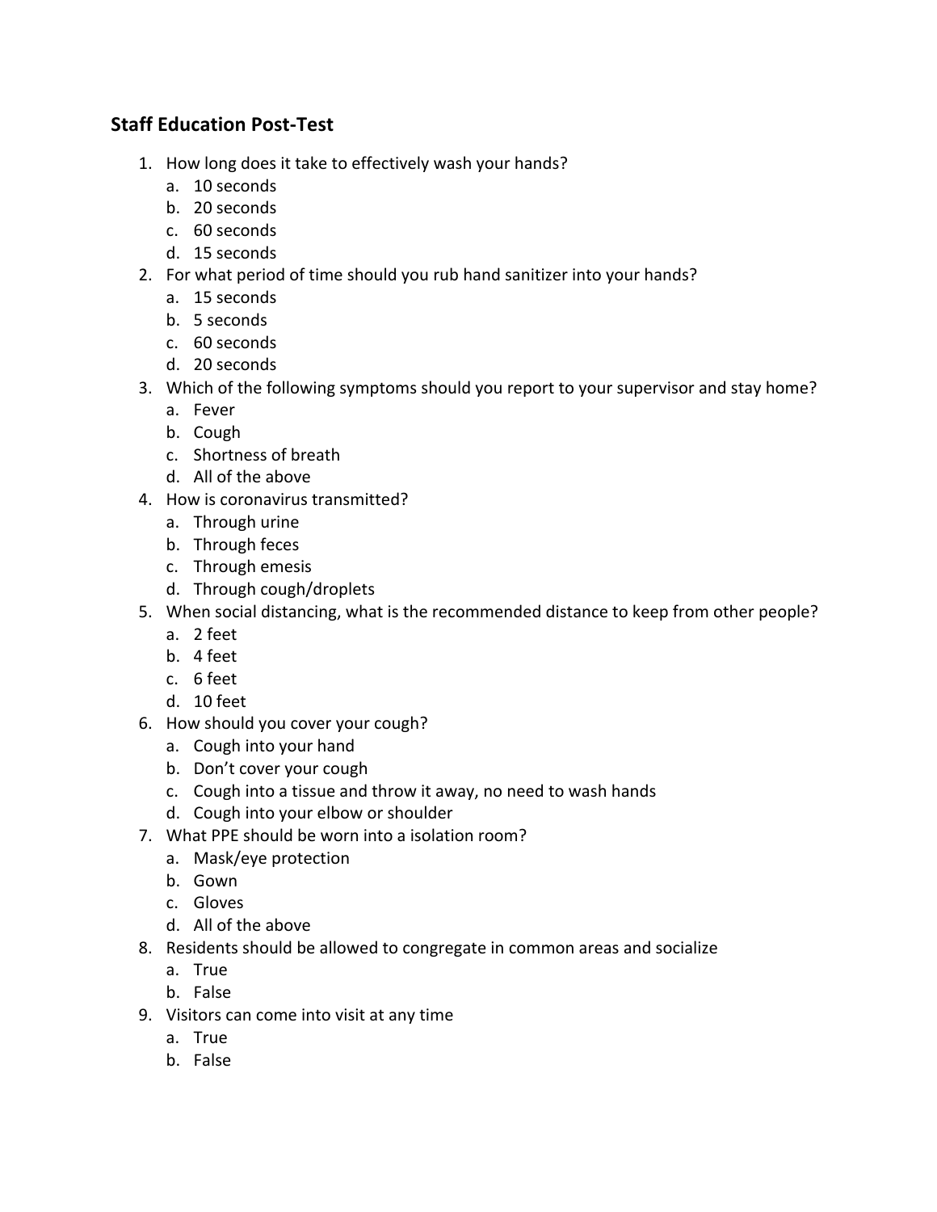## Staff Education Post-Test

1. How long does it take to effectively wash your hands?
    a. 10 seconds
    b. 20 seconds
    c. 60 seconds
    d. 15 seconds
2. For what period of time should you rub hand sanitizer into your hands?
    a. 15 seconds
    b. 5 seconds
    c. 60 seconds
    d. 20 seconds
3. Which of the following symptoms should you report to your supervisor and stay home?
    a. Fever
    b. Cough
    c. Shortness of breath
    d. All of the above
4. How is coronavirus transmitted?
    a. Through urine
    b. Through feces
    c. Through emesis
    d. Through cough/droplets
5. When social distancing, what is the recommended distance to keep from other people?
    a. 2 feet
    b. 4 feet
    c. 6 feet
    d. 10 feet
6. How should you cover your cough?
    a. Cough into your hand
    b. Don't cover your cough
    c. Cough into a tissue and throw it away, no need to wash hands
    d. Cough into your elbow or shoulder
7. What PPE should be worn into a isolation room?
    a. Mask/eye protection
    b. Gown
    c. Gloves
    d. All of the above
8. Residents should be allowed to congregate in common areas and socialize
    a. True
    b. False
9. Visitors can come into visit at any time
    a. True
    b. False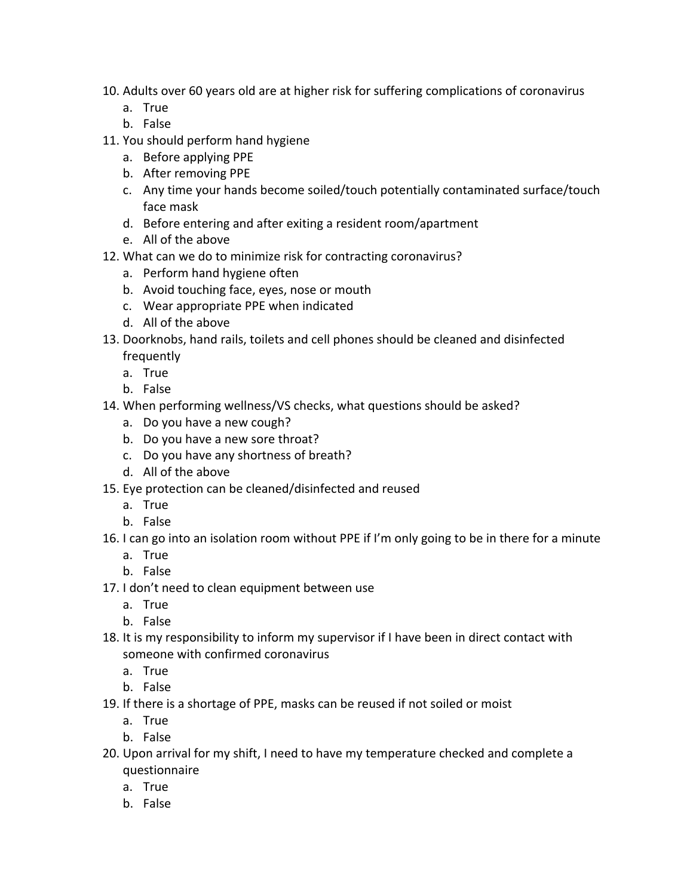10. Adults over 60 years old are at higher risk for suffering complications of coronavirus
    a. True
    b. False
11. You should perform hand hygiene
    a. Before applying PPE
    b. After removing PPE
    c. Any time your hands become soiled/touch potentially contaminated surface/touch face mask
    d. Before entering and after exiting a resident room/apartment
    e. All of the above
12. What can we do to minimize risk for contracting coronavirus?
    a. Perform hand hygiene often
    b. Avoid touching face, eyes, nose or mouth
    c. Wear appropriate PPE when indicated
    d. All of the above
13. Doorknobs, hand rails, toilets and cell phones should be cleaned and disinfected frequently
    a. True
    b. False
14. When performing wellness/VS checks, what questions should be asked?
    a. Do you have a new cough?
    b. Do you have a new sore throat?
    c. Do you have any shortness of breath?
    d. All of the above
15. Eye protection can be cleaned/disinfected and reused
    a. True
    b. False
16. I can go into an isolation room without PPE if I'm only going to be in there for a minute
    a. True
    b. False
17. I don't need to clean equipment between use
    a. True
    b. False
18. It is my responsibility to inform my supervisor if I have been in direct contact with someone with confirmed coronavirus
    a. True
    b. False
19. If there is a shortage of PPE, masks can be reused if not soiled or moist
    a. True
    b. False
20. Upon arrival for my shift, I need to have my temperature checked and complete a questionnaire
    a. True
    b. False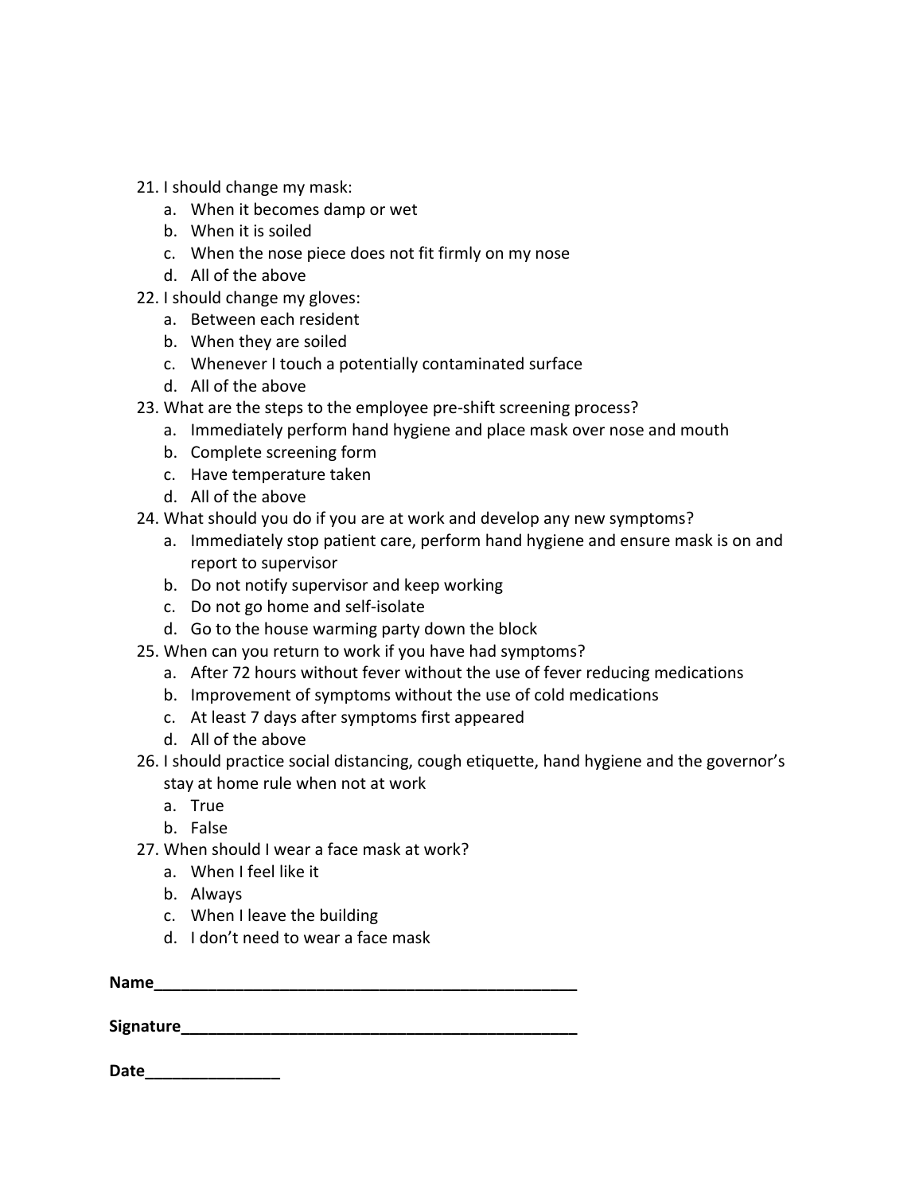21. I should change my mask:
    a. When it becomes damp or wet
    b. When it is soiled
    c. When the nose piece does not fit firmly on my nose
    d. All of the above
22. I should change my gloves:
    a. Between each resident
    b. When they are soiled
    c. Whenever I touch a potentially contaminated surface
    d. All of the above
23. What are the steps to the employee pre-shift screening process?
    a. Immediately perform hand hygiene and place mask over nose and mouth
    b. Complete screening form
    c. Have temperature taken
    d. All of the above
24. What should you do if you are at work and develop any new symptoms?
    a. Immediately stop patient care, perform hand hygiene and ensure mask is on and report to supervisor
    b. Do not notify supervisor and keep working
    c. Do not go home and self-isolate
    d. Go to the house warming party down the block
25. When can you return to work if you have had symptoms?
    a. After 72 hours without fever without the use of fever reducing medications
    b. Improvement of symptoms without the use of cold medications
    c. At least 7 days after symptoms first appeared
    d. All of the above
26. I should practice social distancing, cough etiquette, hand hygiene and the governor's stay at home rule when not at work
    a. True
    b. False
27. When should I wear a face mask at work?
    a. When I feel like it
    b. Always
    c. When I leave the building
    d. I don't need to wear a face mask

**Name**_______________________________________________

**Signature**_____________________________________________

**Date**_______________